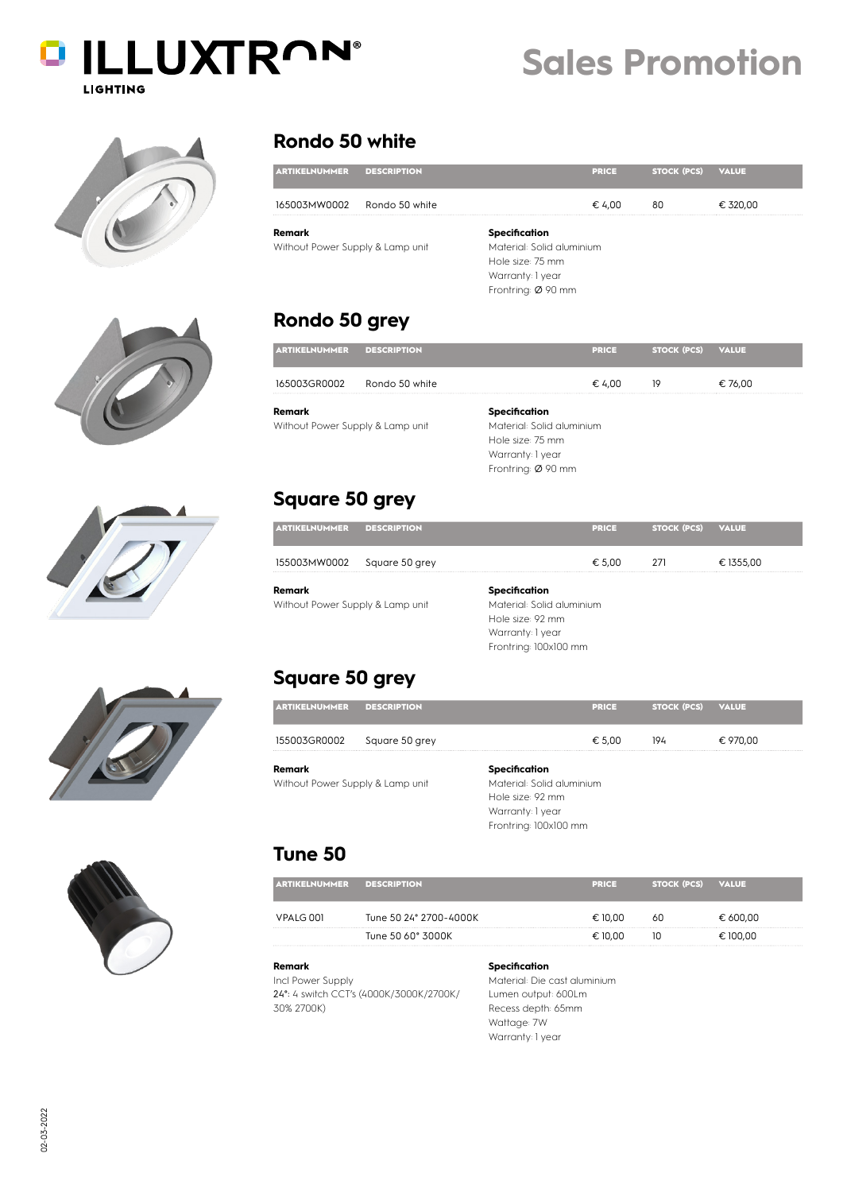# Sales Promotion

## Rondo 50 white

| ARTIKELNUMMER | DESCRIPTION | PRICE | STOCK (PCS) | VALUE |
|---|---|---|---|---|
| 165003MW0002 | Rondo 50 white | € 4,00 | 80 | € 320,00 |

**Remark**
Without Power Supply & Lamp unit

**Specification**
Material: Solid aluminium
Hole size: 75 mm
Warranty: 1 year
Frontring: Ø 90 mm

## Rondo 50 grey

| ARTIKELNUMMER | DESCRIPTION | PRICE | STOCK (PCS) | VALUE |
|---|---|---|---|---|
| 165003GR0002 | Rondo 50 white | € 4,00 | 19 | € 76,00 |

**Remark**
Without Power Supply & Lamp unit

**Specification**
Material: Solid aluminium
Hole size: 75 mm
Warranty: 1 year
Frontring: Ø 90 mm

## Square 50 grey

| ARTIKELNUMMER | DESCRIPTION | PRICE | STOCK (PCS) | VALUE |
|---|---|---|---|---|
| 155003MW0002 | Square 50 grey | € 5,00 | 271 | € 1355,00 |

**Remark**
Without Power Supply & Lamp unit

**Specification**
Material: Solid aluminium
Hole size: 92 mm
Warranty: 1 year
Frontring: 100x100 mm

## Square 50 grey

| ARTIKELNUMMER | DESCRIPTION | PRICE | STOCK (PCS) | VALUE |
|---|---|---|---|---|
| 155003GR0002 | Square 50 grey | € 5,00 | 194 | € 970,00 |

**Remark**
Without Power Supply & Lamp unit

**Specification**
Material: Solid aluminium
Hole size: 92 mm
Warranty: 1 year
Frontring: 100x100 mm

## Tune 50

| ARTIKELNUMMER | DESCRIPTION | PRICE | STOCK (PCS) | VALUE |
|---|---|---|---|---|
| VPALG 001 | Tune 50 24° 2700-4000K | € 10,00 | 60 | € 600,00 |
| | Tune 50 60° 3000K | € 10,00 | 10 | € 100,00 |

**Remark**
Incl Power Supply
24°: 4 switch CCT's (4000K/3000K/2700K/30% 2700K)

**Specification**
Material: Die cast aluminium
Lumen output: 600Lm
Recess depth: 65mm
Wattage: 7W
Warranty: 1 year

02-03-2022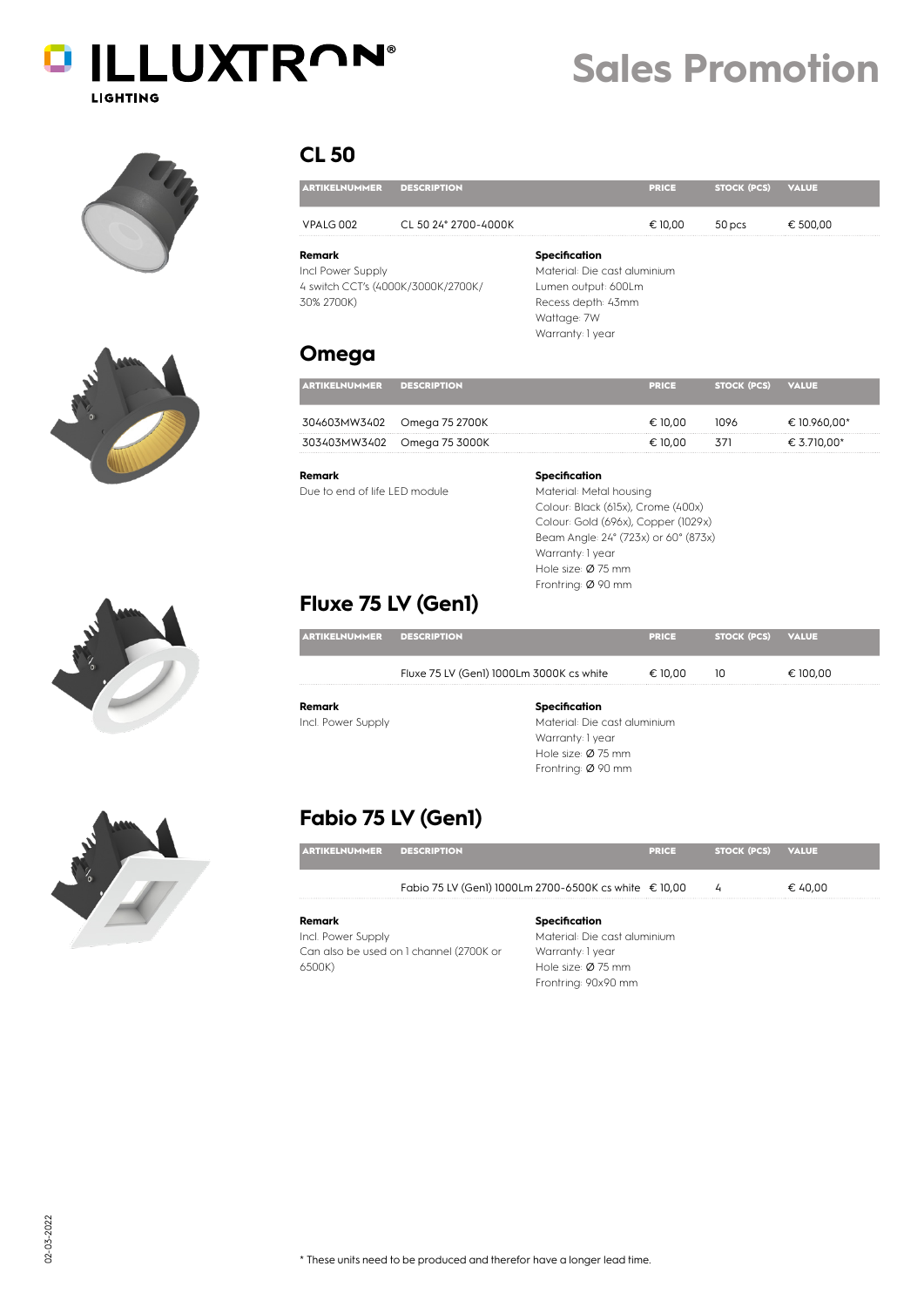# Sales Promotion

## CL 50

| ARTIKELNUMMER | DESCRIPTION | PRICE | STOCK (PCS) | VALUE |
|---|---|---|---|---|
| VPALG 002 | CL 50 24° 2700-4000K | € 10,00 | 50 pcs | € 500,00 |

**Remark**
Incl Power Supply
4 switch CCT's (4000K/3000K/2700K/30% 2700K)

**Specification**
Material: Die cast aluminium
Lumen output: 600Lm
Recess depth: 43mm
Wattage: 7W
Warranty: 1 year

## Omega

| ARTIKELNUMMER | DESCRIPTION | PRICE | STOCK (PCS) | VALUE |
|---|---|---|---|---|
| 304603MW3402 | Omega 75 2700K | € 10,00 | 1096 | € 10.960,00* |
| 303403MW3402 | Omega 75 3000K | € 10,00 | 371 | € 3.710,00* |

**Remark**
Due to end of life LED module

**Specification**
Material: Metal housing
Colour: Black (615x), Crome (400x)
Colour: Gold (696x), Copper (1029x)
Beam Angle: 24° (723x) or 60° (873x)
Warranty: 1 year
Hole size: Ø 75 mm
Frontring: Ø 90 mm

## Fluxe 75 LV (Gen1)

| ARTIKELNUMMER | DESCRIPTION | PRICE | STOCK (PCS) | VALUE |
|---|---|---|---|---|
| | Fluxe 75 LV (Gen1) 1000Lm 3000K cs white | € 10,00 | 10 | € 100,00 |

**Remark**
Incl. Power Supply

**Specification**
Material: Die cast aluminium
Warranty: 1 year
Hole size: Ø 75 mm
Frontring: Ø 90 mm

## Fabio 75 LV (Gen1)

| ARTIKELNUMMER | DESCRIPTION | PRICE | STOCK (PCS) | VALUE |
|---|---|---|---|---|
| | Fabio 75 LV (Gen1) 1000Lm 2700-6500K cs white | € 10,00 | 4 | € 40,00 |

**Remark**
Incl. Power Supply
Can also be used on 1 channel (2700K or 6500K)

**Specification**
Material: Die cast aluminium
Warranty: 1 year
Hole size: Ø 75 mm
Frontring: 90x90 mm

* These units need to be produced and therefor have a longer lead time.

02-03-2022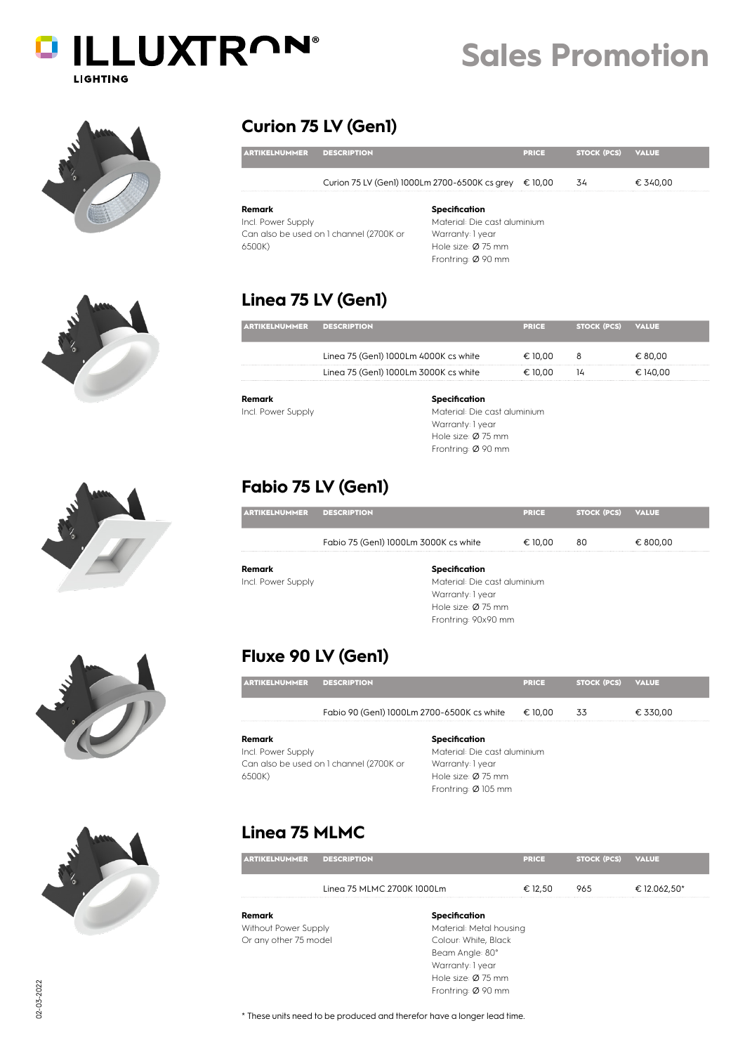# ILLUXTRON LIGHTING

# Sales Promotion

## Curion 75 LV (Gen1)

| ARTIKELNUMMER | DESCRIPTION | PRICE | STOCK (PCS) | VALUE |
|---|---|---|---|---|
| | Curion 75 LV (Gen1) 1000Lm 2700-6500K cs grey | € 10,00 | 34 | € 340,00 |

**Remark**
Incl. Power Supply
Can also be used on 1 channel (2700K or 6500K)

**Specification**
Material: Die cast aluminium
Warranty: 1 year
Hole size: Ø 75 mm
Frontring: Ø 90 mm

## Linea 75 LV (Gen1)

| ARTIKELNUMMER | DESCRIPTION | PRICE | STOCK (PCS) | VALUE |
|---|---|---|---|---|
| | Linea 75 (Gen1) 1000Lm 4000K cs white | € 10,00 | 8 | € 80,00 |
| | Linea 75 (Gen1) 1000Lm 3000K cs white | € 10,00 | 14 | € 140,00 |

**Remark**
Incl. Power Supply

**Specification**
Material: Die cast aluminium
Warranty: 1 year
Hole size: Ø 75 mm
Frontring: Ø 90 mm

## Fabio 75 LV (Gen1)

| ARTIKELNUMMER | DESCRIPTION | PRICE | STOCK (PCS) | VALUE |
|---|---|---|---|---|
| | Fabio 75 (Gen1) 1000Lm 3000K cs white | € 10,00 | 80 | € 800,00 |

**Remark**
Incl. Power Supply

**Specification**
Material: Die cast aluminium
Warranty: 1 year
Hole size: Ø 75 mm
Frontring: 90x90 mm

## Fluxe 90 LV (Gen1)

| ARTIKELNUMMER | DESCRIPTION | PRICE | STOCK (PCS) | VALUE |
|---|---|---|---|---|
| | Fabio 90 (Gen1) 1000Lm 2700-6500K cs white | € 10,00 | 33 | € 330,00 |

**Remark**
Incl. Power Supply
Can also be used on 1 channel (2700K or 6500K)

**Specification**
Material: Die cast aluminium
Warranty: 1 year
Hole size: Ø 75 mm
Frontring: Ø 105 mm

## Linea 75 MLMC

| ARTIKELNUMMER | DESCRIPTION | PRICE | STOCK (PCS) | VALUE |
|---|---|---|---|---|
| | Linea 75 MLMC 2700K 1000Lm | € 12,50 | 965 | € 12.062,50* |

**Remark**
Without Power Supply
Or any other 75 model

**Specification**
Material: Metal housing
Colour: White, Black
Beam Angle: 80°
Warranty: 1 year
Hole size: Ø 75 mm
Frontring: Ø 90 mm

* These units need to be produced and therefor have a longer lead time.

02-03-2022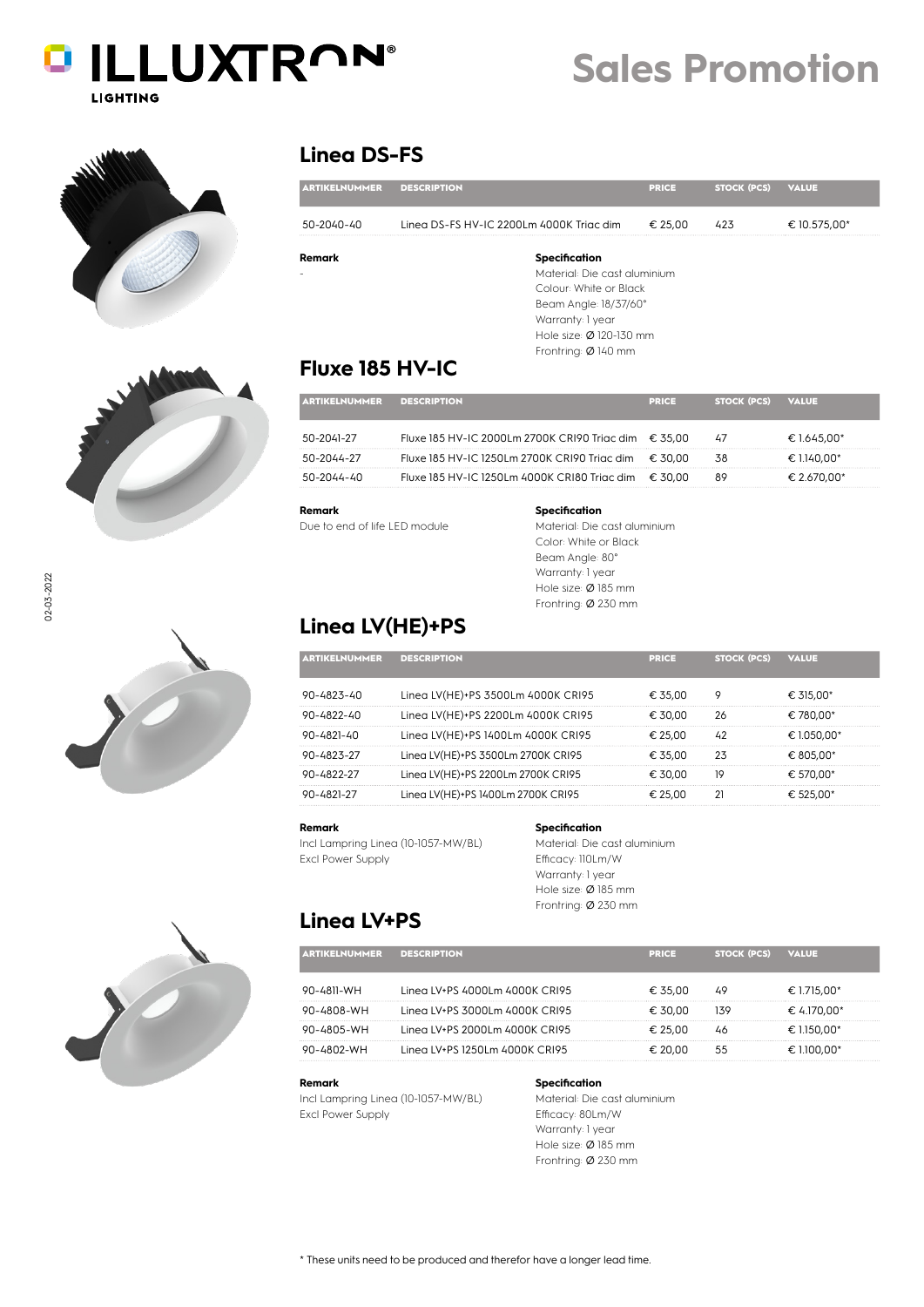# Sales Promotion

## Linea DS-FS

| ARTIKELNUMMER | DESCRIPTION | PRICE | STOCK (PCS) | VALUE |
|---|---|---|---|---|
| 50-2040-40 | Linea DS-FS HV-IC 2200Lm 4000K Triac dim | € 25,00 | 423 | € 10.575,00* |

**Remark**

-

**Specification**

Material: Die cast aluminium
Colour: White or Black
Beam Angle: 18/37/60°
Warranty: 1 year
Hole size: Ø 120-130 mm
Frontring: Ø 140 mm

## Fluxe 185 HV-IC

| ARTIKELNUMMER | DESCRIPTION | PRICE | STOCK (PCS) | VALUE |
|---|---|---|---|---|
| 50-2041-27 | Fluxe 185 HV-IC 2000Lm 2700K CRI90 Triac dim | € 35,00 | 47 | € 1.645,00* |
| 50-2044-27 | Fluxe 185 HV-IC 1250Lm 2700K CRI90 Triac dim | € 30,00 | 38 | € 1.140,00* |
| 50-2044-40 | Fluxe 185 HV-IC 1250Lm 4000K CRI80 Triac dim | € 30,00 | 89 | € 2.670,00* |

**Remark**

Due to end of life LED module

**Specification**

Material: Die cast aluminium
Color: White or Black
Beam Angle: 80°
Warranty: 1 year
Hole size: Ø 185 mm
Frontring: Ø 230 mm

## Linea LV(HE)+PS

| ARTIKELNUMMER | DESCRIPTION | PRICE | STOCK (PCS) | VALUE |
|---|---|---|---|---|
| 90-4823-40 | Linea LV(HE)+PS 3500Lm 4000K CRI95 | € 35,00 | 9 | € 315,00* |
| 90-4822-40 | Linea LV(HE)+PS 2200Lm 4000K CRI95 | € 30,00 | 26 | € 780,00* |
| 90-4821-40 | Linea LV(HE)+PS 1400Lm 4000K CRI95 | € 25,00 | 42 | € 1.050,00* |
| 90-4823-27 | Linea LV(HE)+PS 3500Lm 2700K CRI95 | € 35,00 | 23 | € 805,00* |
| 90-4822-27 | Linea LV(HE)+PS 2200Lm 2700K CRI95 | € 30,00 | 19 | € 570,00* |
| 90-4821-27 | Linea LV(HE)+PS 1400Lm 2700K CRI95 | € 25,00 | 21 | € 525,00* |

**Remark**

Incl Lampring Linea (10-1057-MW/BL)
Excl Power Supply

**Specification**

Material: Die cast aluminium
Efficacy: 110Lm/W
Warranty: 1 year
Hole size: Ø 185 mm
Frontring: Ø 230 mm

## Linea LV+PS

| ARTIKELNUMMER | DESCRIPTION | PRICE | STOCK (PCS) | VALUE |
|---|---|---|---|---|
| 90-4811-WH | Linea LV+PS 4000Lm 4000K CRI95 | € 35,00 | 49 | € 1.715,00* |
| 90-4808-WH | Linea LV+PS 3000Lm 4000K CRI95 | € 30,00 | 139 | € 4.170,00* |
| 90-4805-WH | Linea LV+PS 2000Lm 4000K CRI95 | € 25,00 | 46 | € 1.150,00* |
| 90-4802-WH | Linea LV+PS 1250Lm 4000K CRI95 | € 20,00 | 55 | € 1.100,00* |

**Remark**

Incl Lampring Linea (10-1057-MW/BL)
Excl Power Supply

**Specification**

Material: Die cast aluminium
Efficacy: 80Lm/W
Warranty: 1 year
Hole size: Ø 185 mm
Frontring: Ø 230 mm

* These units need to be produced and therefor have a longer lead time.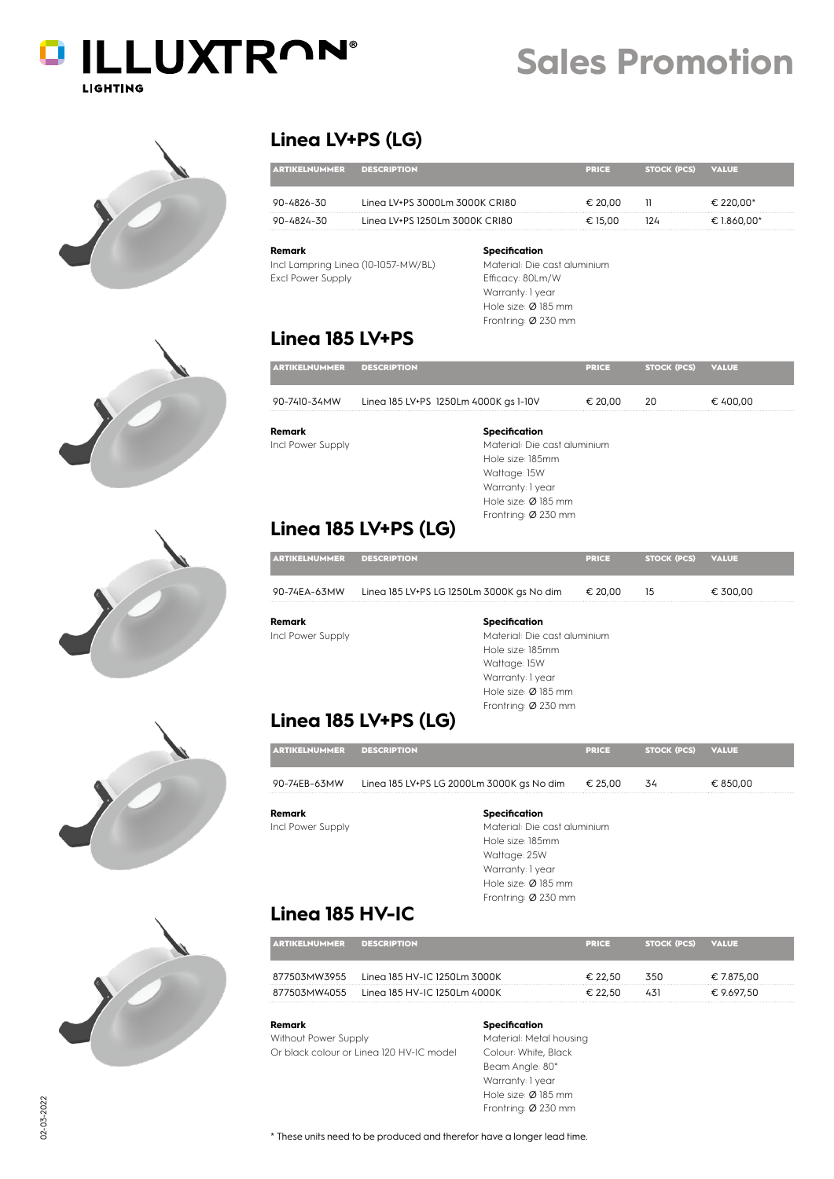ILLUXTRON® LIGHTING

# Sales Promotion

## Linea LV+PS (LG)

| ARTIKELNUMMER | DESCRIPTION | PRICE | STOCK (PCS) | VALUE |
|---|---|---|---|---|
| 90-4826-30 | Linea LV+PS 3000Lm 3000K CRI80 | € 20,00 | 11 | € 220,00* |
| 90-4824-30 | Linea LV+PS 1250Lm 3000K CRI80 | € 15,00 | 124 | € 1.860,00* |

**Remark**
Incl Lampring Linea (10-1057-MW/BL)
Excl Power Supply

**Specification**
Material: Die cast aluminium
Efficacy: 80Lm/W
Warranty: 1 year
Hole size: Ø 185 mm
Frontring: Ø 230 mm

## Linea 185 LV+PS

| ARTIKELNUMMER | DESCRIPTION | PRICE | STOCK (PCS) | VALUE |
|---|---|---|---|---|
| 90-7410-34MW | Linea 185 LV+PS 1250Lm 4000K gs 1-10V | € 20,00 | 20 | € 400,00 |

**Remark**
Incl Power Supply

**Specification**
Material: Die cast aluminium
Hole size: 185mm
Wattage: 15W
Warranty: 1 year
Hole size: Ø 185 mm
Frontring: Ø 230 mm

## Linea 185 LV+PS (LG)

| ARTIKELNUMMER | DESCRIPTION | PRICE | STOCK (PCS) | VALUE |
|---|---|---|---|---|
| 90-74EA-63MW | Linea 185 LV+PS LG 1250Lm 3000K gs No dim | € 20,00 | 15 | € 300,00 |

**Remark**
Incl Power Supply

**Specification**
Material: Die cast aluminium
Hole size: 185mm
Wattage: 15W
Warranty: 1 year
Hole size: Ø 185 mm
Frontring: Ø 230 mm

## Linea 185 LV+PS (LG)

| ARTIKELNUMMER | DESCRIPTION | PRICE | STOCK (PCS) | VALUE |
|---|---|---|---|---|
| 90-74EB-63MW | Linea 185 LV+PS LG 2000Lm 3000K gs No dim | € 25,00 | 34 | € 850,00 |

**Remark**
Incl Power Supply

**Specification**
Material: Die cast aluminium
Hole size: 185mm
Wattage: 25W
Warranty: 1 year
Hole size: Ø 185 mm
Frontring: Ø 230 mm

## Linea 185 HV-IC

| ARTIKELNUMMER | DESCRIPTION | PRICE | STOCK (PCS) | VALUE |
|---|---|---|---|---|
| 877503MW3955 | Linea 185 HV-IC 1250Lm 3000K | € 22,50 | 350 | € 7.875,00 |
| 877503MW4055 | Linea 185 HV-IC 1250Lm 4000K | € 22,50 | 431 | € 9.697,50 |

**Remark**
Without Power Supply
Or black colour or Linea 120 HV-IC model

**Specification**
Material: Metal housing
Colour: White, Black
Beam Angle: 80°
Warranty: 1 year
Hole size: Ø 185 mm
Frontring: Ø 230 mm

\* These units need to be produced and therefor have a longer lead time.

02-03-2022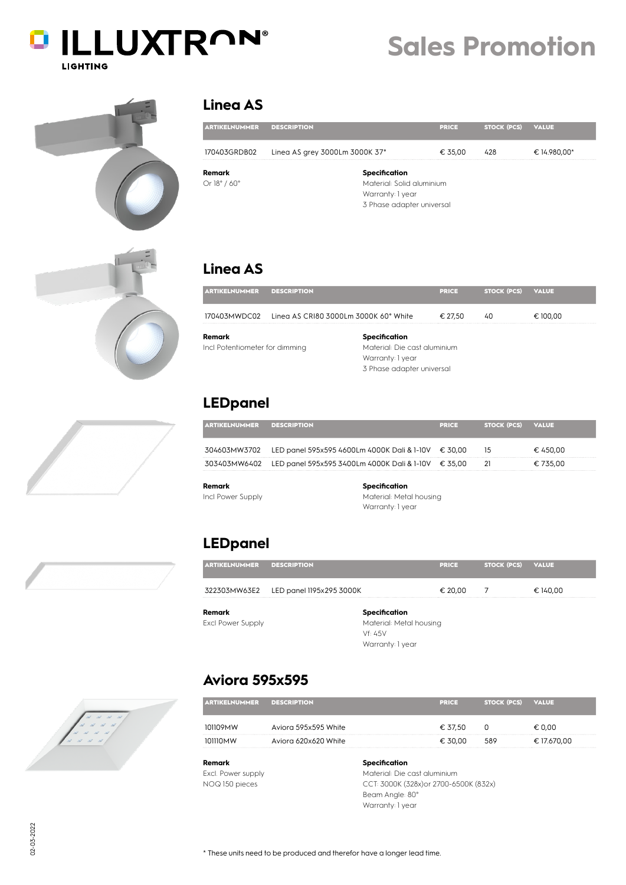# ILLUXTRON LIGHTING

# Sales Promotion

## Linea AS

| ARTIKELNUMMER | DESCRIPTION | PRICE | STOCK (PCS) | VALUE |
|---|---|---|---|---|
| 170403GRDB02 | Linea AS grey 3000Lm 3000K 37° | € 35,00 | 428 | € 14.980,00* |

**Remark**
Or 18° / 60°

**Specification**
Material: Solid aluminium
Warranty: 1 year
3 Phase adapter universal

## Linea AS

| ARTIKELNUMMER | DESCRIPTION | PRICE | STOCK (PCS) | VALUE |
|---|---|---|---|---|
| 170403MWDC02 | Linea AS CRI80 3000Lm 3000K 60° White | € 27,50 | 40 | € 100,00 |

**Remark**
Incl Potentiometer for dimming

**Specification**
Material: Die cast aluminium
Warranty: 1 year
3 Phase adapter universal

## LEDpanel

| ARTIKELNUMMER | DESCRIPTION | PRICE | STOCK (PCS) | VALUE |
|---|---|---|---|---|
| 304603MW3702 | LED panel 595x595 4600Lm 4000K Dali & 1-10V | € 30,00 | 15 | € 450,00 |
| 303403MW6402 | LED panel 595x595 3400Lm 4000K Dali & 1-10V | € 35,00 | 21 | € 735,00 |

**Remark**
Incl Power Supply

**Specification**
Material: Metal housing
Warranty: 1 year

## LEDpanel

| ARTIKELNUMMER | DESCRIPTION | PRICE | STOCK (PCS) | VALUE |
|---|---|---|---|---|
| 322303MW63E2 | LED panel 1195x295 3000K | € 20,00 | 7 | € 140,00 |

**Remark**
Excl Power Supply

**Specification**
Material: Metal housing
Vf: 45V
Warranty: 1 year

## Aviora 595x595

| ARTIKELNUMMER | DESCRIPTION | PRICE | STOCK (PCS) | VALUE |
|---|---|---|---|---|
| 101109MW | Aviora 595x595 White | € 37,50 | 0 | € 0,00 |
| 101110MW | Aviora 620x620 White | € 30,00 | 589 | € 17.670,00 |

**Remark**
Excl. Power supply
NOQ 150 pieces

**Specification**
Material: Die cast aluminium
CCT: 3000K (328x)or 2700-6500K (832x)
Beam Angle: 80°
Warranty: 1 year

\* These units need to be produced and therefor have a longer lead time.

02-03-2022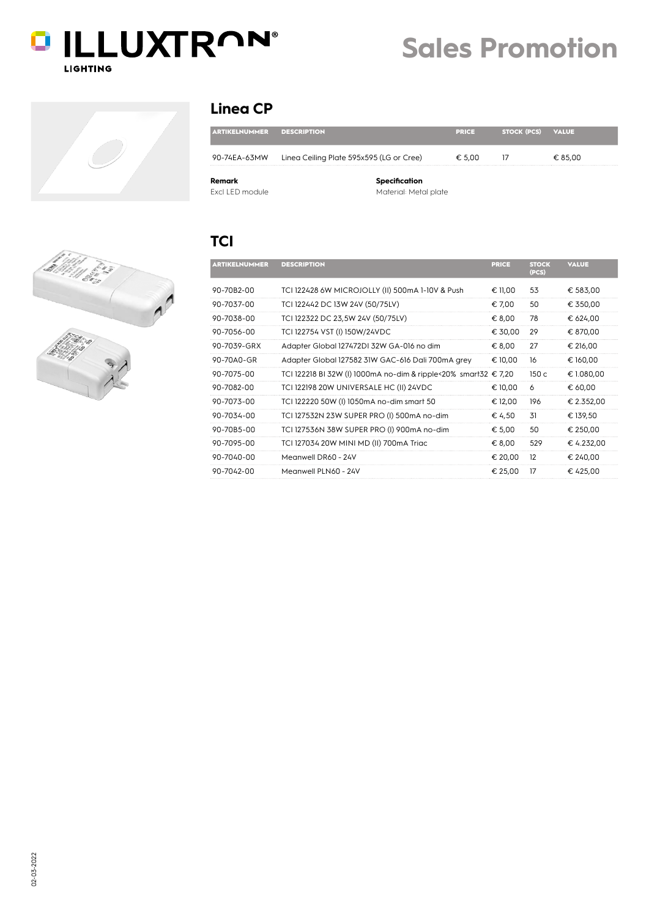# ILLUXTRON LIGHTING

# Sales Promotion

## Linea CP

| ARTIKELNUMMER | DESCRIPTION | PRICE | STOCK (PCS) | VALUE |
|---|---|---|---|---|
| 90-74EA-63MW | Linea Ceiling Plate 595x595 (LG or Cree) | € 5,00 | 17 | € 85,00 |

**Remark**
Excl LED module

**Specification**
Material: Metal plate

## TCI

| ARTIKELNUMMER | DESCRIPTION | PRICE | STOCK (PCS) | VALUE |
|---|---|---|---|---|
| 90-70B2-00 | TCI 122428 6W MICROJOLLY (II) 500mA 1-10V & Push | € 11,00 | 53 | € 583,00 |
| 90-7037-00 | TCI 122442 DC 13W 24V (50/75LV) | € 7,00 | 50 | € 350,00 |
| 90-7038-00 | TCI 122322 DC 23,5W 24V (50/75LV) | € 8,00 | 78 | € 624,00 |
| 90-7056-00 | TCI 122754 VST (I) 150W/24VDC | € 30,00 | 29 | € 870,00 |
| 90-7039-GRX | Adapter Global 127472DI 32W GA-016 no dim | € 8,00 | 27 | € 216,00 |
| 90-70A0-GR | Adapter Global 127582 31W GAC-616 Dali 700mA grey | € 10,00 | 16 | € 160,00 |
| 90-7075-00 | TCI 122218 BI 32W (I) 1000mA no-dim & ripple<20% smart32 | € 7,20 | 150 c | € 1.080,00 |
| 90-7082-00 | TCI 122198 20W UNIVERSALE HC (II) 24VDC | € 10,00 | 6 | € 60,00 |
| 90-7073-00 | TCI 122220 50W (I) 1050mA no-dim smart 50 | € 12,00 | 196 | € 2.352,00 |
| 90-7034-00 | TCI 127532N 23W SUPER PRO (I) 500mA no-dim | € 4,50 | 31 | € 139,50 |
| 90-70B5-00 | TCI 127536N 38W SUPER PRO (I) 900mA no-dim | € 5,00 | 50 | € 250,00 |
| 90-7095-00 | TCI 127034 20W MINI MD (II) 700mA Triac | € 8,00 | 529 | € 4.232,00 |
| 90-7040-00 | Meanwell DR60 - 24V | € 20,00 | 12 | € 240,00 |
| 90-7042-00 | Meanwell PLN60 - 24V | € 25,00 | 17 | € 425,00 |

02-03-2022